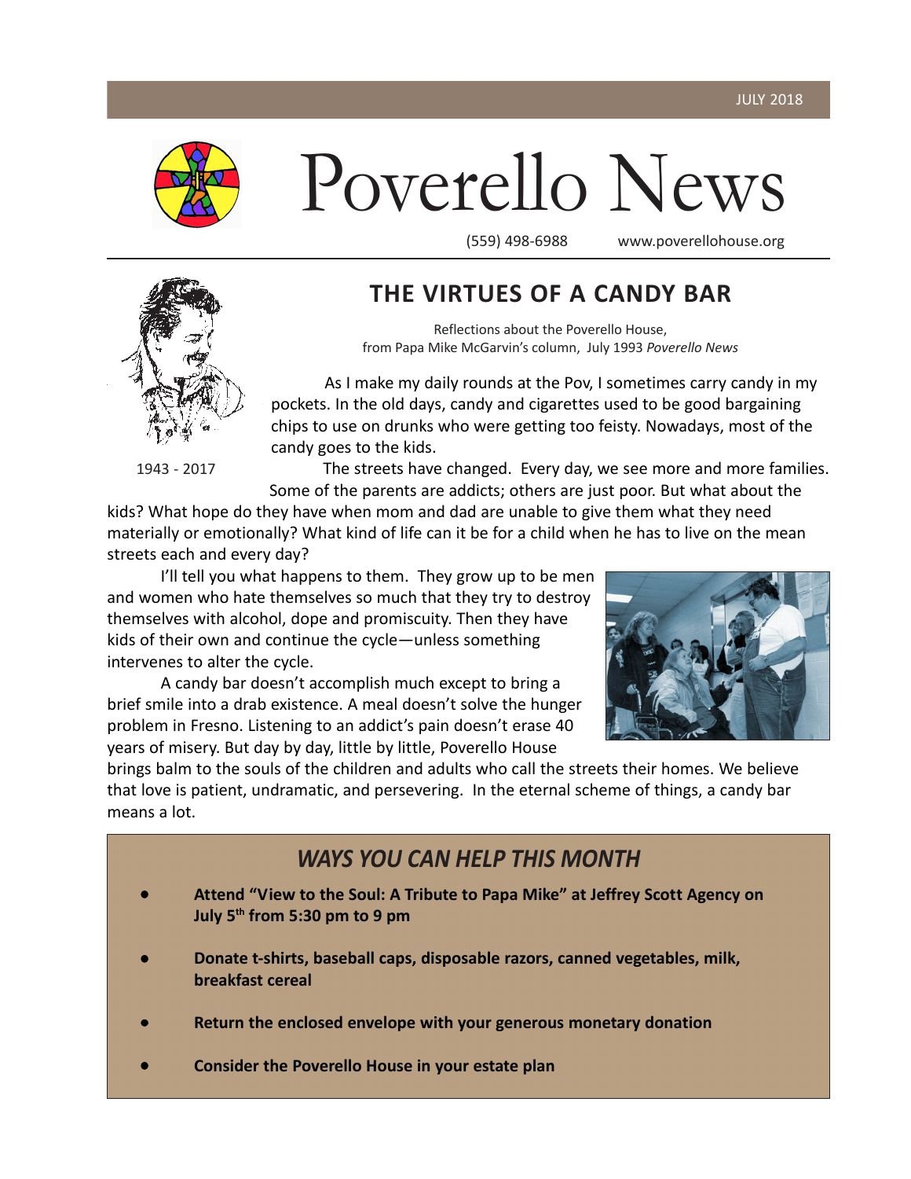JULY 2018

# Poverello News

(559) 498-6988 www.poverellohouse.org

1943 - 2017

## THE VIRTUES OF A CANDY BAR

Reflections about the Poverello House, from Papa Mike McGarvin's column, July 1993 *Poverello News*

As I make my daily rounds at the Pov, I sometimes carry candy in my pockets. In the old days, candy and cigarettes used to be good bargaining chips to use on drunks who were getting too feisty. Nowadays, most of the candy goes to the kids.

The streets have changed. Every day, we see more and more families. Some of the parents are addicts; others are just poor. But what about the kids? What hope do they have when mom and dad are unable to give them what they need materially or emotionally? What kind of life can it be for a child when he has to live on the mean streets each and every day?

I'll tell you what happens to them. They grow up to be men and women who hate themselves so much that they try to destroy themselves with alcohol, dope and promiscuity. Then they have kids of their own and continue the cycle—unless something intervenes to alter the cycle.

A candy bar doesn't accomplish much except to bring a brief smile into a drab existence. A meal doesn't solve the hunger problem in Fresno. Listening to an addict's pain doesn't erase 40 years of misery. But day by day, little by little, Poverello House brings balm to the souls of the children and adults who call the streets their homes. We believe that love is patient, undramatic, and persevering. In the eternal scheme of things, a candy bar means a lot.

## *WAYS YOU CAN HELP THIS MONTH*

- **Attend "View to the Soul: A Tribute to Papa Mike" at Jeffrey Scott Agency on July 5th from 5:30 pm to 9 pm**
- **Donate t-shirts, baseball caps, disposable razors, canned vegetables, milk, breakfast cereal**
- **Return the enclosed envelope with your generous monetary donation**
- **Consider the Poverello House in your estate plan**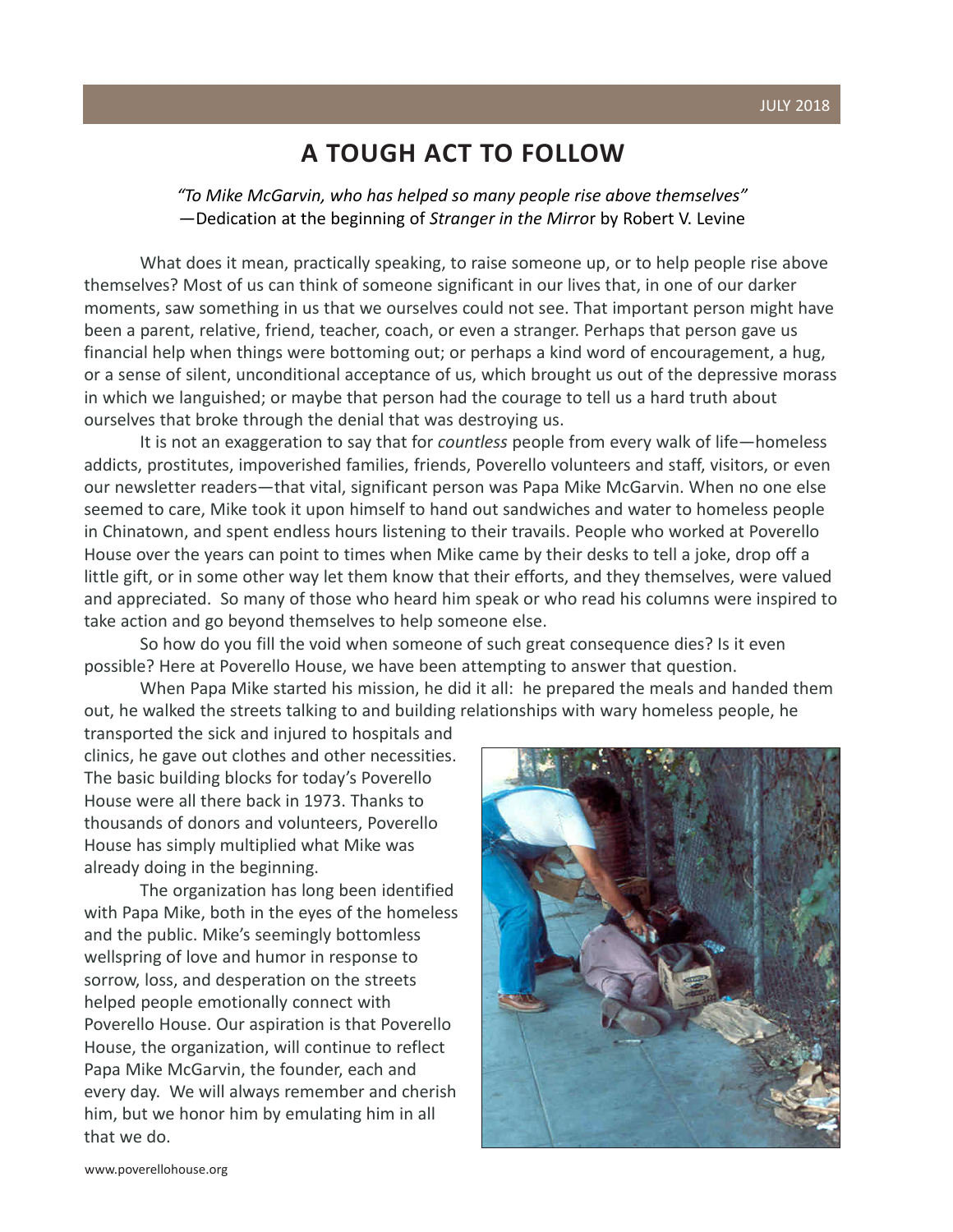# A TOUGH ACT TO FOLLOW

*"To Mike McGarvin, who has helped so many people rise above themselves"*
—Dedication at the beginning of *Stranger in the Mirro*r by Robert V. Levine

What does it mean, practically speaking, to raise someone up, or to help people rise above themselves? Most of us can think of someone significant in our lives that, in one of our darker moments, saw something in us that we ourselves could not see. That important person might have been a parent, relative, friend, teacher, coach, or even a stranger. Perhaps that person gave us financial help when things were bottoming out; or perhaps a kind word of encouragement, a hug, or a sense of silent, unconditional acceptance of us, which brought us out of the depressive morass in which we languished; or maybe that person had the courage to tell us a hard truth about ourselves that broke through the denial that was destroying us.

It is not an exaggeration to say that for *countless* people from every walk of life—homeless addicts, prostitutes, impoverished families, friends, Poverello volunteers and staff, visitors, or even our newsletter readers—that vital, significant person was Papa Mike McGarvin. When no one else seemed to care, Mike took it upon himself to hand out sandwiches and water to homeless people in Chinatown, and spent endless hours listening to their travails. People who worked at Poverello House over the years can point to times when Mike came by their desks to tell a joke, drop off a little gift, or in some other way let them know that their efforts, and they themselves, were valued and appreciated. So many of those who heard him speak or who read his columns were inspired to take action and go beyond themselves to help someone else.

So how do you fill the void when someone of such great consequence dies? Is it even possible? Here at Poverello House, we have been attempting to answer that question.

When Papa Mike started his mission, he did it all: he prepared the meals and handed them out, he walked the streets talking to and building relationships with wary homeless people, he transported the sick and injured to hospitals and clinics, he gave out clothes and other necessities. The basic building blocks for today's Poverello House were all there back in 1973. Thanks to thousands of donors and volunteers, Poverello House has simply multiplied what Mike was already doing in the beginning.

The organization has long been identified with Papa Mike, both in the eyes of the homeless and the public. Mike's seemingly bottomless wellspring of love and humor in response to sorrow, loss, and desperation on the streets helped people emotionally connect with Poverello House. Our aspiration is that Poverello House, the organization, will continue to reflect Papa Mike McGarvin, the founder, each and every day. We will always remember and cherish him, but we honor him by emulating him in all that we do.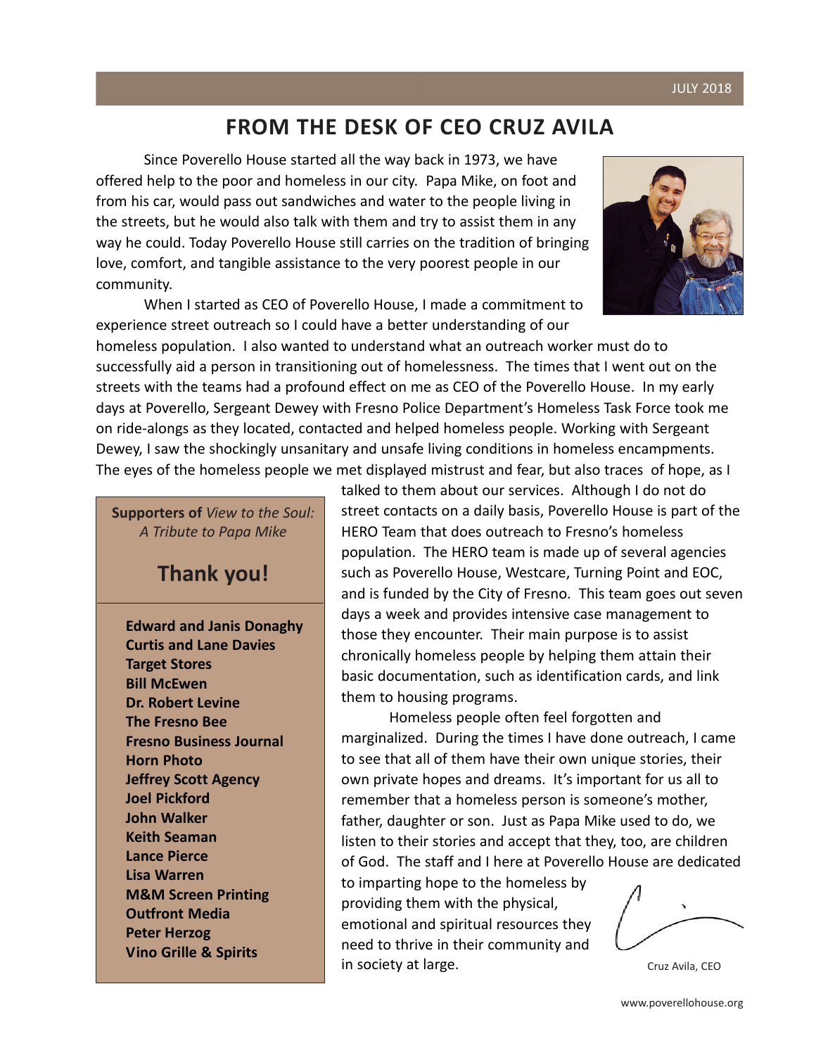JULY 2018

# FROM THE DESK OF CEO CRUZ AVILA

Since Poverello House started all the way back in 1973, we have offered help to the poor and homeless in our city. Papa Mike, on foot and from his car, would pass out sandwiches and water to the people living in the streets, but he would also talk with them and try to assist them in any way he could. Today Poverello House still carries on the tradition of bringing love, comfort, and tangible assistance to the very poorest people in our community.

When I started as CEO of Poverello House, I made a commitment to experience street outreach so I could have a better understanding of our homeless population. I also wanted to understand what an outreach worker must do to successfully aid a person in transitioning out of homelessness. The times that I went out on the streets with the teams had a profound effect on me as CEO of the Poverello House. In my early days at Poverello, Sergeant Dewey with Fresno Police Department's Homeless Task Force took me on ride-alongs as they located, contacted and helped homeless people. Working with Sergeant Dewey, I saw the shockingly unsanitary and unsafe living conditions in homeless encampments. The eyes of the homeless people we met displayed mistrust and fear, but also traces of hope, as I talked to them about our services. Although I do not do street contacts on a daily basis, Poverello House is part of the HERO Team that does outreach to Fresno's homeless population. The HERO team is made up of several agencies such as Poverello House, Westcare, Turning Point and EOC, and is funded by the City of Fresno. This team goes out seven days a week and provides intensive case management to those they encounter. Their main purpose is to assist chronically homeless people by helping them attain their basic documentation, such as identification cards, and link them to housing programs.

Homeless people often feel forgotten and marginalized. During the times I have done outreach, I came to see that all of them have their own unique stories, their own private hopes and dreams. It's important for us all to remember that a homeless person is someone's mother, father, daughter or son. Just as Papa Mike used to do, we listen to their stories and accept that they, too, are children of God. The staff and I here at Poverello House are dedicated to imparting hope to the homeless by providing them with the physical, emotional and spiritual resources they need to thrive in their community and in society at large.

Cruz Avila, CEO

**Supporters of** ***View to the Soul: A Tribute to Papa Mike***

## Thank you!

**Edward and Janis Donaghy**
**Curtis and Lane Davies**
**Target Stores**
**Bill McEwen**
**Dr. Robert Levine**
**The Fresno Bee**
**Fresno Business Journal**
**Horn Photo**
**Jeffrey Scott Agency**
**Joel Pickford**
**John Walker**
**Keith Seaman**
**Lance Pierce**
**Lisa Warren**
**M&M Screen Printing**
**Outfront Media**
**Peter Herzog**
**Vino Grille & Spirits**

www.poverellohouse.org